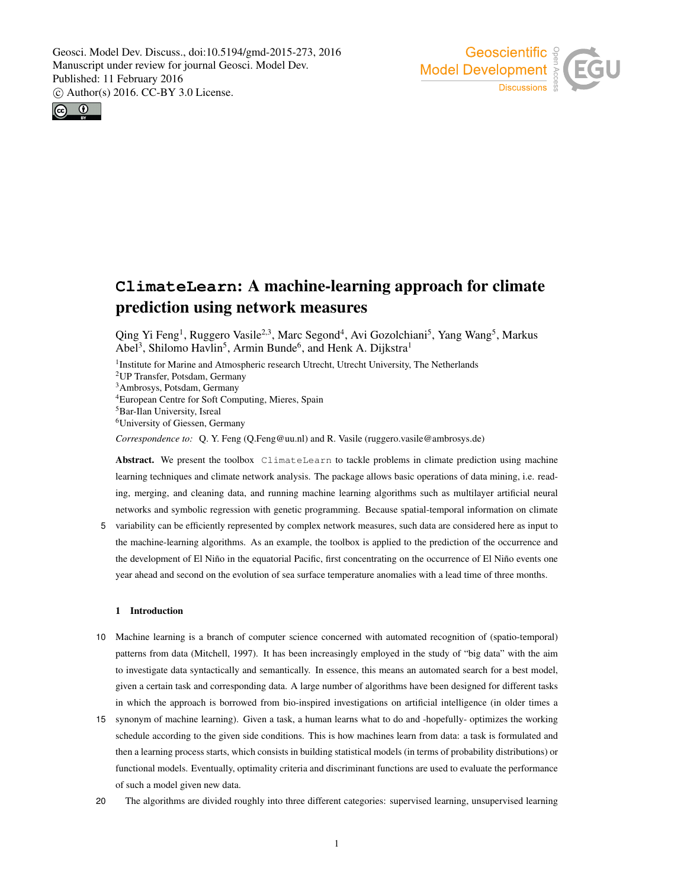# `ClimateLearn`: A machine-learning approach for climate prediction using network measures

Qing Yi Feng[1], Ruggero Vasile[2,3], Marc Segond[4], Avi Gozolchiani[5], Yang Wang[5], Markus Abel[3], Shilomo Havlin[5], Armin Bunde[6], and Henk A. Dijkstra[1]

[1]Institute for Marine and Atmospheric research Utrecht, Utrecht University, The Netherlands
[2]UP Transfer, Potsdam, Germany
[3]Ambrosys, Potsdam, Germany
[4]European Centre for Soft Computing, Mieres, Spain
[5]Bar-Ilan University, Isreal
[6]University of Giessen, Germany

*Correspondence to:* Q. Y. Feng (Q.Feng@uu.nl) and R. Vasile (ruggero.vasile@ambrosys.de)

**Abstract.** We present the toolbox `ClimateLearn` to tackle problems in climate prediction using machine learning techniques and climate network analysis. The package allows basic operations of data mining, i.e. reading, merging, and cleaning data, and running machine learning algorithms such as multilayer artificial neural networks and symbolic regression with genetic programming. Because spatial-temporal information on climate variability can be efficiently represented by complex network measures, such data are considered here as input to the machine-learning algorithms. As an example, the toolbox is applied to the prediction of the occurrence and the development of El Niño in the equatorial Pacific, first concentrating on the occurrence of El Niño events one year ahead and second on the evolution of sea surface temperature anomalies with a lead time of three months.

## 1 Introduction

Machine learning is a branch of computer science concerned with automated recognition of (spatio-temporal) patterns from data (Mitchell, 1997). It has been increasingly employed in the study of "big data" with the aim to investigate data syntactically and semantically. In essence, this means an automated search for a best model, given a certain task and corresponding data. A large number of algorithms have been designed for different tasks in which the approach is borrowed from bio-inspired investigations on artificial intelligence (in older times a synonym of machine learning). Given a task, a human learns what to do and -hopefully- optimizes the working schedule according to the given side conditions. This is how machines learn from data: a task is formulated and then a learning process starts, which consists in building statistical models (in terms of probability distributions) or functional models. Eventually, optimality criteria and discriminant functions are used to evaluate the performance of such a model given new data.

The algorithms are divided roughly into three different categories: supervised learning, unsupervised learning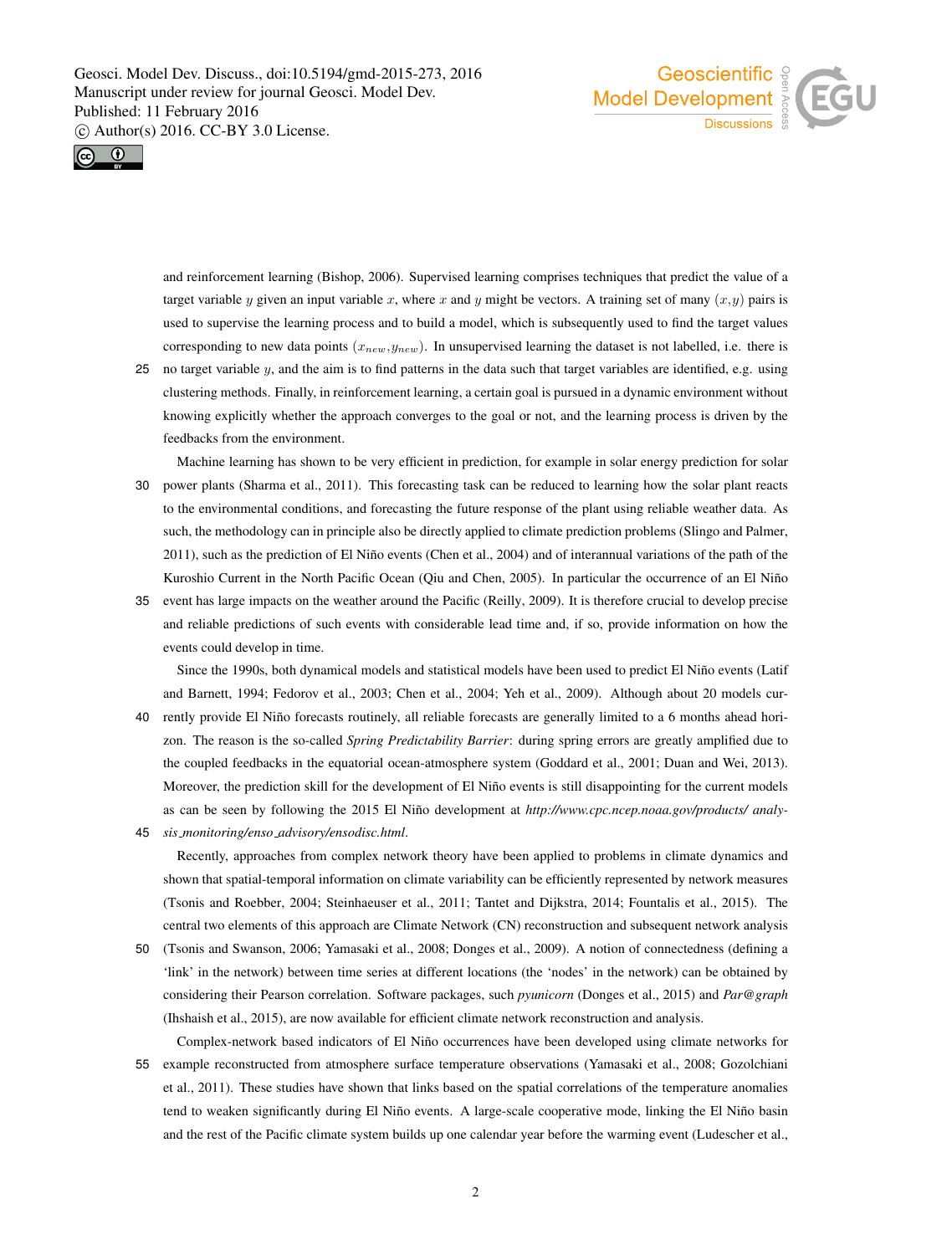and reinforcement learning (Bishop, 2006). Supervised learning comprises techniques that predict the value of a target variable $y$ given an input variable $x$, where $x$ and $y$ might be vectors. A training set of many $(x,y)$ pairs is used to supervise the learning process and to build a model, which is subsequently used to find the target values corresponding to new data points $(x_{new}, y_{new})$. In unsupervised learning the dataset is not labelled, i.e. there is no target variable $y$, and the aim is to find patterns in the data such that target variables are identified, e.g. using clustering methods. Finally, in reinforcement learning, a certain goal is pursued in a dynamic environment without knowing explicitly whether the approach converges to the goal or not, and the learning process is driven by the feedbacks from the environment.

Machine learning has shown to be very efficient in prediction, for example in solar energy prediction for solar power plants (Sharma et al., 2011). This forecasting task can be reduced to learning how the solar plant reacts to the environmental conditions, and forecasting the future response of the plant using reliable weather data. As such, the methodology can in principle also be directly applied to climate prediction problems (Slingo and Palmer, 2011), such as the prediction of El Niño events (Chen et al., 2004) and of interannual variations of the path of the Kuroshio Current in the North Pacific Ocean (Qiu and Chen, 2005). In particular the occurrence of an El Niño event has large impacts on the weather around the Pacific (Reilly, 2009). It is therefore crucial to develop precise and reliable predictions of such events with considerable lead time and, if so, provide information on how the events could develop in time.

Since the 1990s, both dynamical models and statistical models have been used to predict El Niño events (Latif and Barnett, 1994; Fedorov et al., 2003; Chen et al., 2004; Yeh et al., 2009). Although about 20 models currently provide El Niño forecasts routinely, all reliable forecasts are generally limited to a 6 months ahead horizon. The reason is the so-called *Spring Predictability Barrier*: during spring errors are greatly amplified due to the coupled feedbacks in the equatorial ocean-atmosphere system (Goddard et al., 2001; Duan and Wei, 2013). Moreover, the prediction skill for the development of El Niño events is still disappointing for the current models as can be seen by following the 2015 El Niño development at *http://www.cpc.ncep.noaa.gov/products/ analysis_monitoring/enso_advisory/ensodisc.html*.

Recently, approaches from complex network theory have been applied to problems in climate dynamics and shown that spatial-temporal information on climate variability can be efficiently represented by network measures (Tsonis and Roebber, 2004; Steinhaeuser et al., 2011; Tantet and Dijkstra, 2014; Fountalis et al., 2015). The central two elements of this approach are Climate Network (CN) reconstruction and subsequent network analysis (Tsonis and Swanson, 2006; Yamasaki et al., 2008; Donges et al., 2009). A notion of connectedness (defining a 'link' in the network) between time series at different locations (the 'nodes' in the network) can be obtained by considering their Pearson correlation. Software packages, such *pyunicorn* (Donges et al., 2015) and *Par@graph* (Ihshaish et al., 2015), are now available for efficient climate network reconstruction and analysis.

Complex-network based indicators of El Niño occurrences have been developed using climate networks for example reconstructed from atmosphere surface temperature observations (Yamasaki et al., 2008; Gozolchiani et al., 2011). These studies have shown that links based on the spatial correlations of the temperature anomalies tend to weaken significantly during El Niño events. A large-scale cooperative mode, linking the El Niño basin and the rest of the Pacific climate system builds up one calendar year before the warming event (Ludescher et al.,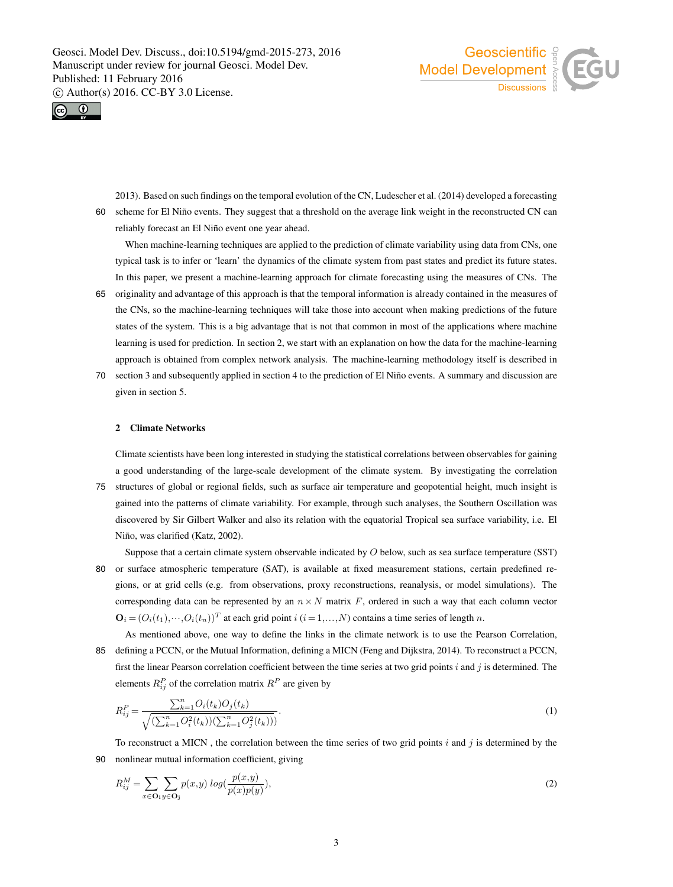2013). Based on such findings on the temporal evolution of the CN, Ludescher et al. (2014) developed a forecasting scheme for El Niño events. They suggest that a threshold on the average link weight in the reconstructed CN can reliably forecast an El Niño event one year ahead.

When machine-learning techniques are applied to the prediction of climate variability using data from CNs, one typical task is to infer or 'learn' the dynamics of the climate system from past states and predict its future states. In this paper, we present a machine-learning approach for climate forecasting using the measures of CNs. The originality and advantage of this approach is that the temporal information is already contained in the measures of the CNs, so the machine-learning techniques will take those into account when making predictions of the future states of the system. This is a big advantage that is not that common in most of the applications where machine learning is used for prediction. In section 2, we start with an explanation on how the data for the machine-learning approach is obtained from complex network analysis. The machine-learning methodology itself is described in section 3 and subsequently applied in section 4 to the prediction of El Niño events. A summary and discussion are given in section 5.

## 2 Climate Networks

Climate scientists have been long interested in studying the statistical correlations between observables for gaining a good understanding of the large-scale development of the climate system. By investigating the correlation structures of global or regional fields, such as surface air temperature and geopotential height, much insight is gained into the patterns of climate variability. For example, through such analyses, the Southern Oscillation was discovered by Sir Gilbert Walker and also its relation with the equatorial Tropical sea surface variability, i.e. El Niño, was clarified (Katz, 2002).

Suppose that a certain climate system observable indicated by $O$ below, such as sea surface temperature (SST) or surface atmospheric temperature (SAT), is available at fixed measurement stations, certain predefined regions, or at grid cells (e.g. from observations, proxy reconstructions, reanalysis, or model simulations). The corresponding data can be represented by an $n \times N$ matrix $F$, ordered in such a way that each column vector $\mathbf{O}_i = (O_i(t_1),\cdots,O_i(t_n))^T$ at each grid point $i$ $(i = 1,\ldots,N)$ contains a time series of length $n$.

As mentioned above, one way to define the links in the climate network is to use the Pearson Correlation, defining a PCCN, or the Mutual Information, defining a MICN (Feng and Dijkstra, 2014). To reconstruct a PCCN, first the linear Pearson correlation coefficient between the time series at two grid points $i$ and $j$ is determined. The elements $R^P_{ij}$ of the correlation matrix $R^P$ are given by

$$R^P_{ij} = \frac{\sum_{k=1}^{n} O_i(t_k) O_j(t_k)}{\sqrt{(\sum_{k=1}^{n} O_i^2(t_k))(\sum_{k=1}^{n} O_j^2(t_k)))}}. \tag{1}$$

To reconstruct a MICN , the correlation between the time series of two grid points $i$ and $j$ is determined by the nonlinear mutual information coefficient, giving

$$R^M_{ij} = \sum_{x \in \mathbf{O_i}} \sum_{y \in \mathbf{O_j}} p(x,y)\; log(\frac{p(x,y)}{p(x)p(y)}), \tag{2}$$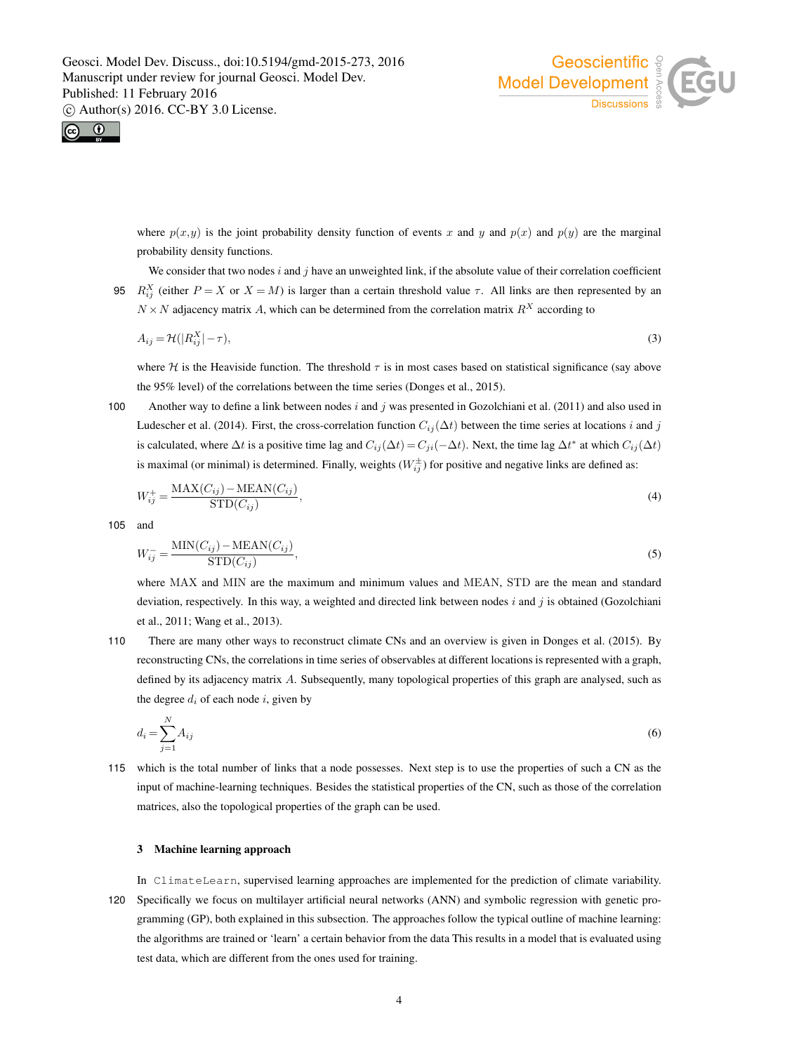where $p(x,y)$ is the joint probability density function of events $x$ and $y$ and $p(x)$ and $p(y)$ are the marginal probability density functions.

We consider that two nodes $i$ and $j$ have an unweighted link, if the absolute value of their correlation coefficient $R_{ij}^X$ (either $P = X$ or $X = M$) is larger than a certain threshold value $\tau$. All links are then represented by an $N \times N$ adjacency matrix $A$, which can be determined from the correlation matrix $R^X$ according to

$$A_{ij} = \mathcal{H}(|R_{ij}^X| - \tau), \tag{3}$$

where $\mathcal{H}$ is the Heaviside function. The threshold $\tau$ is in most cases based on statistical significance (say above the 95% level) of the correlations between the time series (Donges et al., 2015).

Another way to define a link between nodes $i$ and $j$ was presented in Gozolchiani et al. (2011) and also used in Ludescher et al. (2014). First, the cross-correlation function $C_{ij}(\Delta t)$ between the time series at locations $i$ and $j$ is calculated, where $\Delta t$ is a positive time lag and $C_{ij}(\Delta t) = C_{ji}(-\Delta t)$. Next, the time lag $\Delta t^*$ at which $C_{ij}(\Delta t)$ is maximal (or minimal) is determined. Finally, weights ($W_{ij}^{\pm}$) for positive and negative links are defined as:

$$W_{ij}^{+} = \frac{\mathrm{MAX}(C_{ij}) - \mathrm{MEAN}(C_{ij})}{\mathrm{STD}(C_{ij})}, \tag{4}$$

and

$$W_{ij}^{-} = \frac{\mathrm{MIN}(C_{ij}) - \mathrm{MEAN}(C_{ij})}{\mathrm{STD}(C_{ij})}, \tag{5}$$

where MAX and MIN are the maximum and minimum values and MEAN, STD are the mean and standard deviation, respectively. In this way, a weighted and directed link between nodes $i$ and $j$ is obtained (Gozolchiani et al., 2011; Wang et al., 2013).

There are many other ways to reconstruct climate CNs and an overview is given in Donges et al. (2015). By reconstructing CNs, the correlations in time series of observables at different locations is represented with a graph, defined by its adjacency matrix $A$. Subsequently, many topological properties of this graph are analysed, such as the degree $d_i$ of each node $i$, given by

$$d_i = \sum_{j=1}^{N} A_{ij} \tag{6}$$

which is the total number of links that a node possesses. Next step is to use the properties of such a CN as the input of machine-learning techniques. Besides the statistical properties of the CN, such as those of the correlation matrices, also the topological properties of the graph can be used.

## 3 Machine learning approach

In `ClimateLearn`, supervised learning approaches are implemented for the prediction of climate variability. Specifically we focus on multilayer artificial neural networks (ANN) and symbolic regression with genetic programming (GP), both explained in this subsection. The approaches follow the typical outline of machine learning: the algorithms are trained or 'learn' a certain behavior from the data This results in a model that is evaluated using test data, which are different from the ones used for training.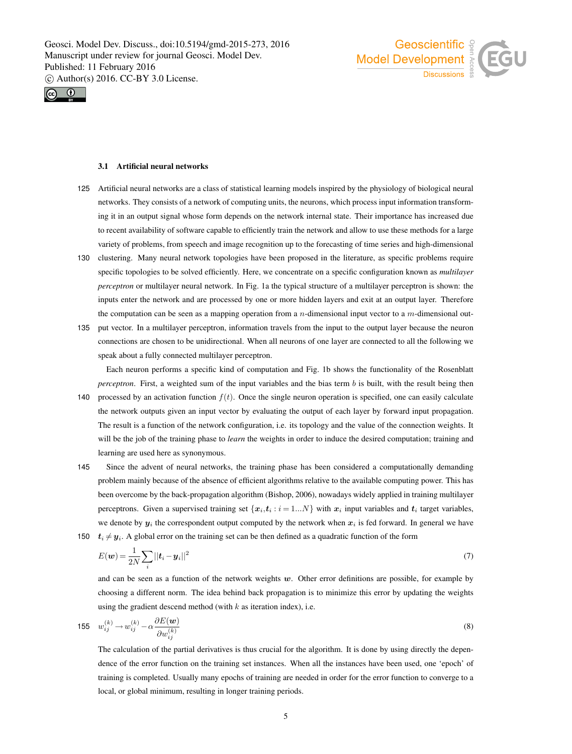### 3.1 Artificial neural networks

Artificial neural networks are a class of statistical learning models inspired by the physiology of biological neural networks. They consists of a network of computing units, the neurons, which process input information transforming it in an output signal whose form depends on the network internal state. Their importance has increased due to recent availability of software capable to efficiently train the network and allow to use these methods for a large variety of problems, from speech and image recognition up to the forecasting of time series and high-dimensional clustering. Many neural network topologies have been proposed in the literature, as specific problems require specific topologies to be solved efficiently. Here, we concentrate on a specific configuration known as *multilayer perceptron* or multilayer neural network. In Fig. 1a the typical structure of a multilayer perceptron is shown: the inputs enter the network and are processed by one or more hidden layers and exit at an output layer. Therefore the computation can be seen as a mapping operation from a $n$-dimensional input vector to a $m$-dimensional output vector. In a multilayer perceptron, information travels from the input to the output layer because the neuron connections are chosen to be unidirectional. When all neurons of one layer are connected to all the following we speak about a fully connected multilayer perceptron.

Each neuron performs a specific kind of computation and Fig. 1b shows the functionality of the Rosenblatt *perceptron*. First, a weighted sum of the input variables and the bias term $b$ is built, with the result being then processed by an activation function $f(t)$. Once the single neuron operation is specified, one can easily calculate the network outputs given an input vector by evaluating the output of each layer by forward input propagation. The result is a function of the network configuration, i.e. its topology and the value of the connection weights. It will be the job of the training phase to *learn* the weights in order to induce the desired computation; training and learning are used here as synonymous.

Since the advent of neural networks, the training phase has been considered a computationally demanding problem mainly because of the absence of efficient algorithms relative to the available computing power. This has been overcome by the back-propagation algorithm (Bishop, 2006), nowadays widely applied in training multilayer perceptrons. Given a supervised training set $\{\boldsymbol{x}_i, \boldsymbol{t}_i : i = 1...N\}$ with $\boldsymbol{x}_i$ input variables and $\boldsymbol{t}_i$ target variables, we denote by $\boldsymbol{y}_i$ the correspondent output computed by the network when $\boldsymbol{x}_i$ is fed forward. In general we have $\boldsymbol{t}_i \neq \boldsymbol{y}_i$. A global error on the training set can be then defined as a quadratic function of the form

$$E(\boldsymbol{w}) = \frac{1}{2N} \sum_i ||\boldsymbol{t}_i - \boldsymbol{y}_i||^2 \tag{7}$$

and can be seen as a function of the network weights $\boldsymbol{w}$. Other error definitions are possible, for example by choosing a different norm. The idea behind back propagation is to minimize this error by updating the weights using the gradient descend method (with $k$ as iteration index), i.e.

$$w_{ij}^{(k)} \rightarrow w_{ij}^{(k)} - \alpha \frac{\partial E(\boldsymbol{w})}{\partial w_{ij}^{(k)}} \tag{8}$$

The calculation of the partial derivatives is thus crucial for the algorithm. It is done by using directly the dependence of the error function on the training set instances. When all the instances have been used, one 'epoch' of training is completed. Usually many epochs of training are needed in order for the error function to converge to a local, or global minimum, resulting in longer training periods.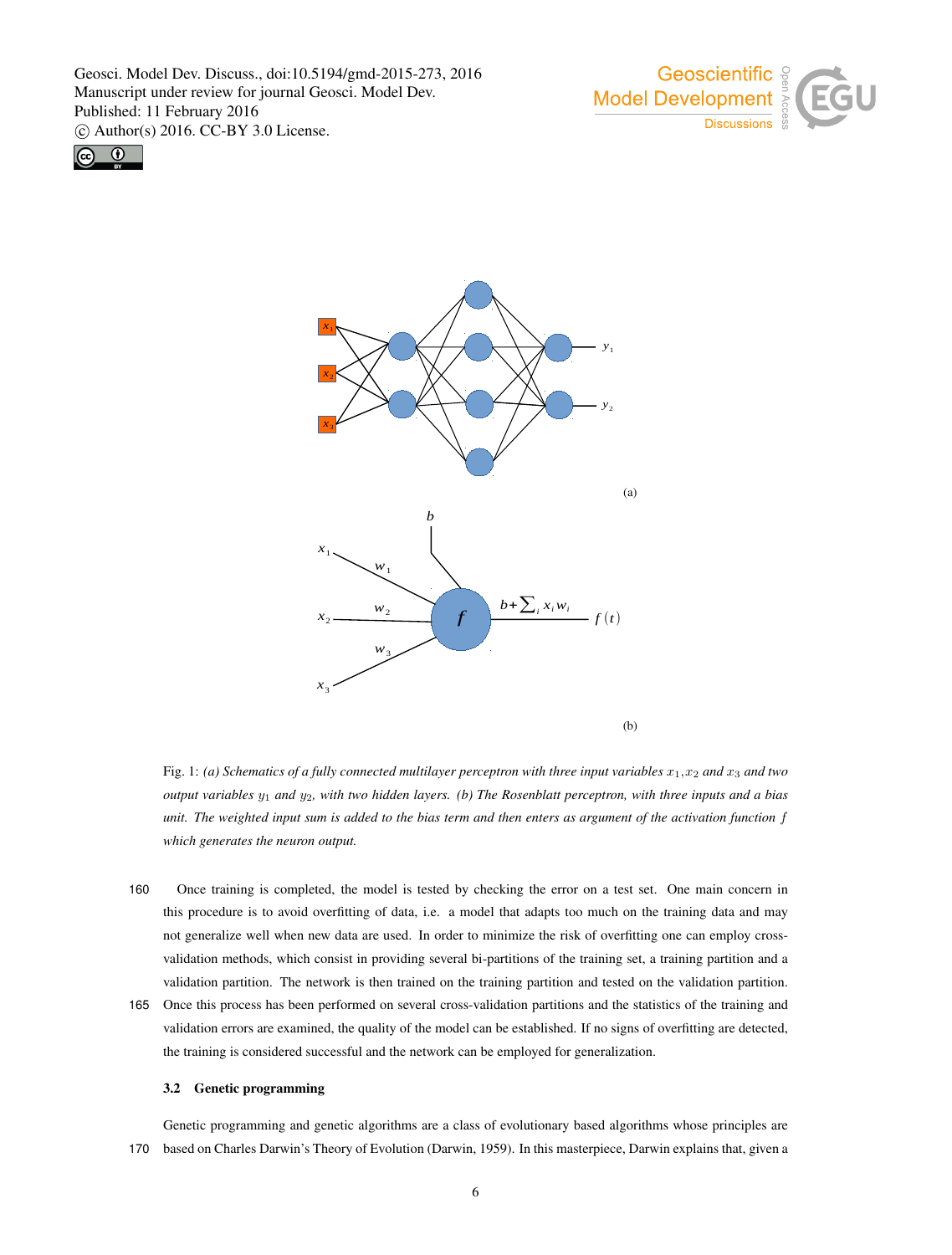Fig. 1: *(a) Schematics of a fully connected multilayer perceptron with three input variables $x_1$,$x_2$ and $x_3$ and two output variables $y_1$ and $y_2$, with two hidden layers. (b) The Rosenblatt perceptron, with three inputs and a bias unit. The weighted input sum is added to the bias term and then enters as argument of the activation function $f$ which generates the neuron output.*

Once training is completed, the model is tested by checking the error on a test set. One main concern in this procedure is to avoid overfitting of data, i.e. a model that adapts too much on the training data and may not generalize well when new data are used. In order to minimize the risk of overfitting one can employ cross-validation methods, which consist in providing several bi-partitions of the training set, a training partition and a validation partition. The network is then trained on the training partition and tested on the validation partition. Once this process has been performed on several cross-validation partitions and the statistics of the training and validation errors are examined, the quality of the model can be established. If no signs of overfitting are detected, the training is considered successful and the network can be employed for generalization.

### 3.2 Genetic programming

Genetic programming and genetic algorithms are a class of evolutionary based algorithms whose principles are based on Charles Darwin's Theory of Evolution (Darwin, 1959). In this masterpiece, Darwin explains that, given a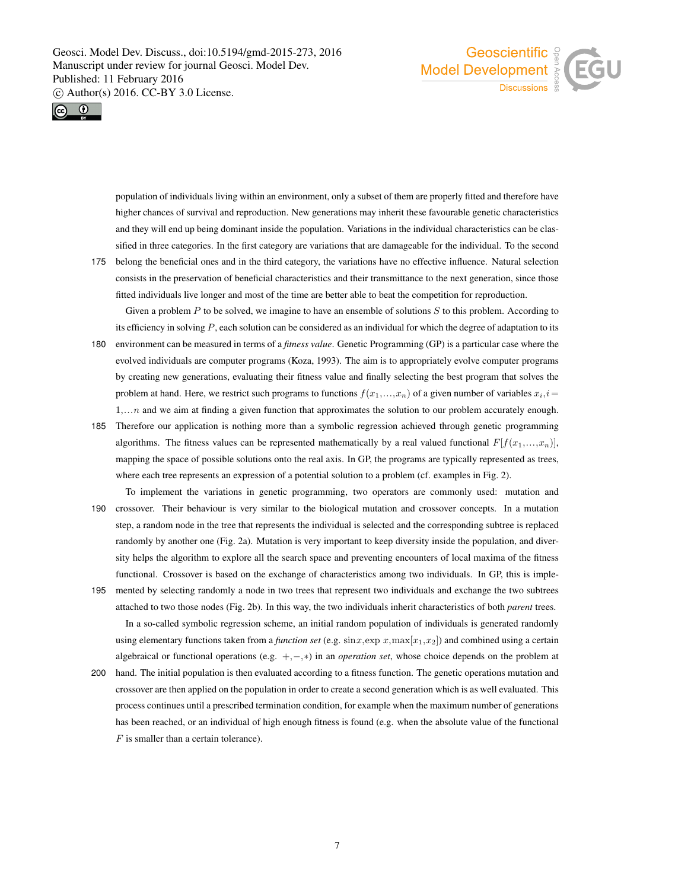population of individuals living within an environment, only a subset of them are properly fitted and therefore have higher chances of survival and reproduction. New generations may inherit these favourable genetic characteristics and they will end up being dominant inside the population. Variations in the individual characteristics can be classified in three categories. In the first category are variations that are damageable for the individual. To the second belong the beneficial ones and in the third category, the variations have no effective influence. Natural selection consists in the preservation of beneficial characteristics and their transmittance to the next generation, since those fitted individuals live longer and most of the time are better able to beat the competition for reproduction.

Given a problem $P$ to be solved, we imagine to have an ensemble of solutions $S$ to this problem. According to its efficiency in solving $P$, each solution can be considered as an individual for which the degree of adaptation to its environment can be measured in terms of a *fitness value*. Genetic Programming (GP) is a particular case where the evolved individuals are computer programs (Koza, 1993). The aim is to appropriately evolve computer programs by creating new generations, evaluating their fitness value and finally selecting the best program that solves the problem at hand. Here, we restrict such programs to functions $f(x_1,\ldots,x_n)$ of a given number of variables $x_i, i = 1,\ldots n$ and we aim at finding a given function that approximates the solution to our problem accurately enough. Therefore our application is nothing more than a symbolic regression achieved through genetic programming algorithms. The fitness values can be represented mathematically by a real valued functional $F[f(x_1,\ldots,x_n)]$, mapping the space of possible solutions onto the real axis. In GP, the programs are typically represented as trees, where each tree represents an expression of a potential solution to a problem (cf. examples in Fig. 2).

To implement the variations in genetic programming, two operators are commonly used: mutation and crossover. Their behaviour is very similar to the biological mutation and crossover concepts. In a mutation step, a random node in the tree that represents the individual is selected and the corresponding subtree is replaced randomly by another one (Fig. 2a). Mutation is very important to keep diversity inside the population, and diversity helps the algorithm to explore all the search space and preventing encounters of local maxima of the fitness functional. Crossover is based on the exchange of characteristics among two individuals. In GP, this is implemented by selecting randomly a node in two trees that represent two individuals and exchange the two subtrees attached to two those nodes (Fig. 2b). In this way, the two individuals inherit characteristics of both *parent* trees.

In a so-called symbolic regression scheme, an initial random population of individuals is generated randomly using elementary functions taken from a *function set* (e.g. $\sin x, \exp x, \max[x_1, x_2]$) and combined using a certain algebraical or functional operations (e.g. $+, -, *$) in an *operation set*, whose choice depends on the problem at hand. The initial population is then evaluated according to a fitness function. The genetic operations mutation and crossover are then applied on the population in order to create a second generation which is as well evaluated. This process continues until a prescribed termination condition, for example when the maximum number of generations has been reached, or an individual of high enough fitness is found (e.g. when the absolute value of the functional $F$ is smaller than a certain tolerance).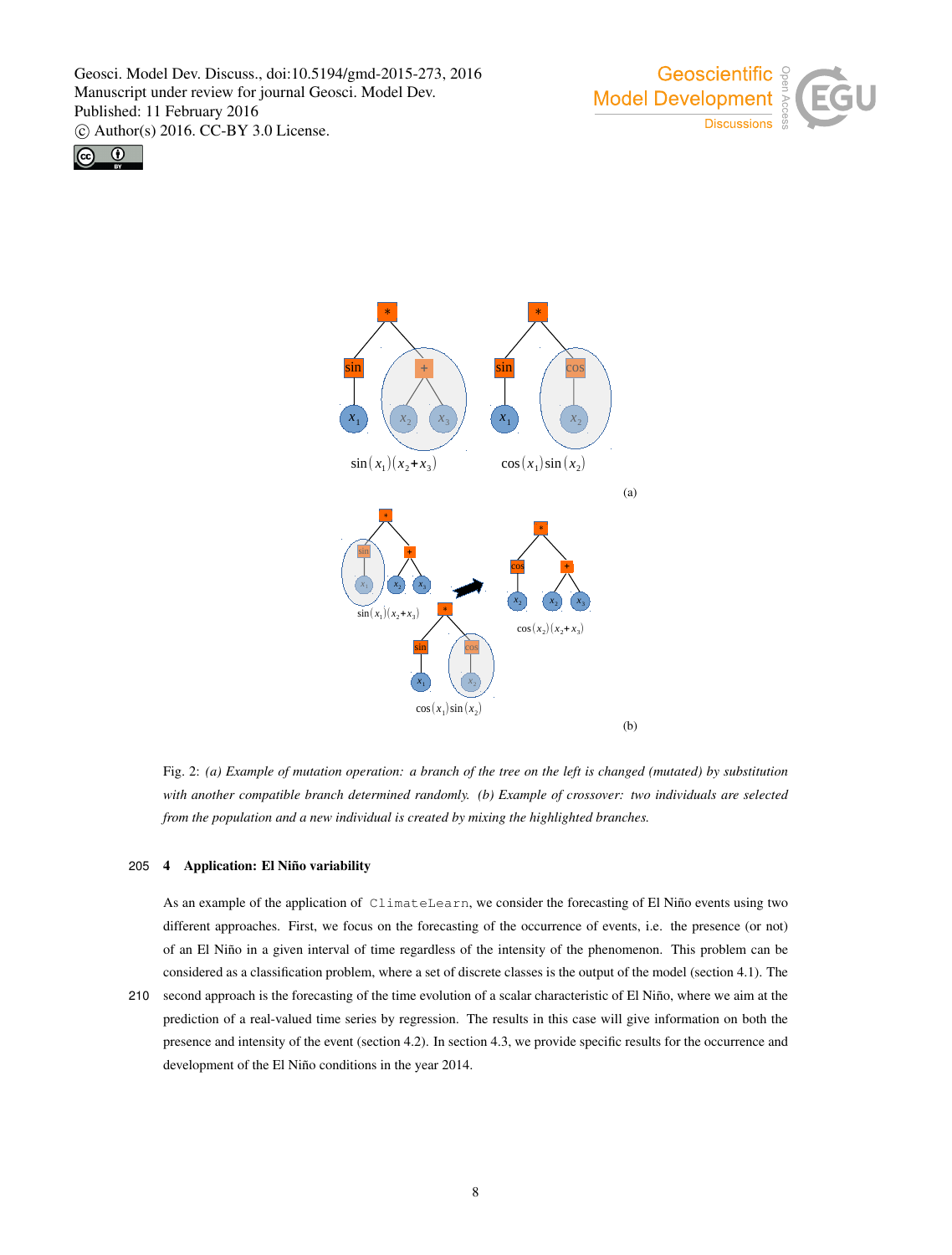Fig. 2: *(a) Example of mutation operation: a branch of the tree on the left is changed (mutated) by substitution with another compatible branch determined randomly. (b) Example of crossover: two individuals are selected from the population and a new individual is created by mixing the highlighted branches.*

## 4 Application: El Niño variability

As an example of the application of ClimateLearn, we consider the forecasting of El Niño events using two different approaches. First, we focus on the forecasting of the occurrence of events, i.e. the presence (or not) of an El Niño in a given interval of time regardless of the intensity of the phenomenon. This problem can be considered as a classification problem, where a set of discrete classes is the output of the model (section 4.1). The second approach is the forecasting of the time evolution of a scalar characteristic of El Niño, where we aim at the prediction of a real-valued time series by regression. The results in this case will give information on both the presence and intensity of the event (section 4.2). In section 4.3, we provide specific results for the occurrence and development of the El Niño conditions in the year 2014.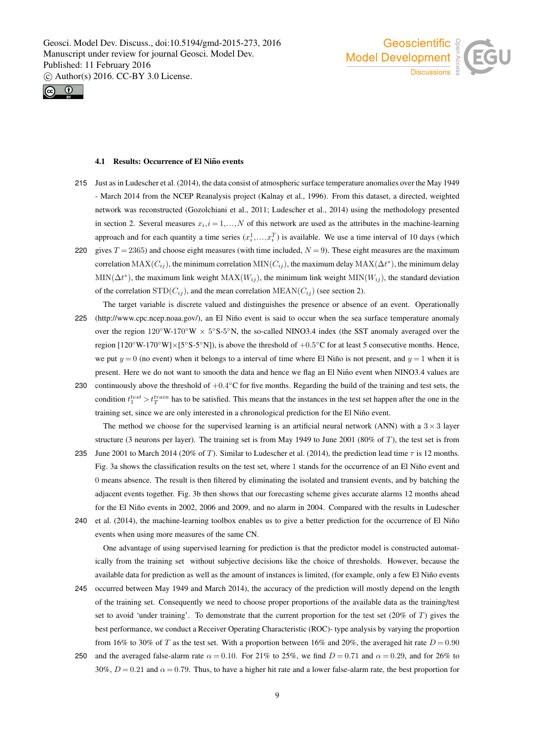### 4.1 Results: Occurrence of El Niño events

Just as in Ludescher et al. (2014), the data consist of atmospheric surface temperature anomalies over the May 1949 - March 2014 from the NCEP Reanalysis project (Kalnay et al., 1996). From this dataset, a directed, weighted network was reconstructed (Gozolchiani et al., 2011; Ludescher et al., 2014) using the methodology presented in section 2. Several measures $x_i, i = 1, \ldots, N$ of this network are used as the attributes in the machine-learning approach and for each quantity a time series $(x_i^1, \ldots, x_i^T)$ is available. We use a time interval of 10 days (which gives $T = 2365$) and choose eight measures (with time included, $N = 9$). These eight measures are the maximum correlation $\mathrm{MAX}(C_{ij})$, the minimum correlation $\mathrm{MIN}(C_{ij})$, the maximum delay $\mathrm{MAX}(\Delta t^*)$, the minimum delay $\mathrm{MIN}(\Delta t^*)$, the maximum link weight $\mathrm{MAX}(W_{ij})$, the minimum link weight $\mathrm{MIN}(W_{ij})$, the standard deviation of the correlation $\mathrm{STD}(C_{ij})$, and the mean correlation $\mathrm{MEAN}(C_{ij})$ (see section 2).

The target variable is discrete valued and distinguishes the presence or absence of an event. Operationally (http://www.cpc.ncep.noaa.gov/), an El Niño event is said to occur when the sea surface temperature anomaly over the region 120°W-170°W × 5°S-5°N, the so-called NINO3.4 index (the SST anomaly averaged over the region [120°W-170°W]×[5°S-5°N]), is above the threshold of +0.5°C for at least 5 consecutive months. Hence, we put $y = 0$ (no event) when it belongs to a interval of time where El Niño is not present, and $y = 1$ when it is present. Here we do not want to smooth the data and hence we flag an El Niño event when NINO3.4 values are continuously above the threshold of +0.4°C for five months. Regarding the build of the training and test sets, the condition $t_1^{test} > t_T^{train}$ has to be satisfied. This means that the instances in the test set happen after the one in the training set, since we are only interested in a chronological prediction for the El Niño event.

The method we choose for the supervised learning is an artificial neural network (ANN) with a $3 \times 3$ layer structure (3 neurons per layer). The training set is from May 1949 to June 2001 (80% of $T$), the test set is from June 2001 to March 2014 (20% of $T$). Similar to Ludescher et al. (2014), the prediction lead time $\tau$ is 12 months. Fig. 3a shows the classification results on the test set, where 1 stands for the occurrence of an El Niño event and 0 means absence. The result is then filtered by eliminating the isolated and transient events, and by batching the adjacent events together. Fig. 3b then shows that our forecasting scheme gives accurate alarms 12 months ahead for the El Niño events in 2002, 2006 and 2009, and no alarm in 2004. Compared with the results in Ludescher et al. (2014), the machine-learning toolbox enables us to give a better prediction for the occurrence of El Niño events when using more measures of the same CN.

One advantage of using supervised learning for prediction is that the predictor model is constructed automatically from the training set without subjective decisions like the choice of thresholds. However, because the available data for prediction as well as the amount of instances is limited, (for example, only a few El Niño events occurred between May 1949 and March 2014), the accuracy of the prediction will mostly depend on the length of the training set. Consequently we need to choose proper proportions of the available data as the training/test set to avoid 'under training'. To demonstrate that the current proportion for the test set (20% of $T$) gives the best performance, we conduct a Receiver Operating Characteristic (ROC)- type analysis by varying the proportion from 16% to 30% of $T$ as the test set. With a proportion between 16% and 20%, the averaged hit rate $D = 0.90$ and the averaged false-alarm rate $\alpha = 0.10$. For 21% to 25%, we find $D = 0.71$ and $\alpha = 0.29$, and for 26% to 30%, $D = 0.21$ and $\alpha = 0.79$. Thus, to have a higher hit rate and a lower false-alarm rate, the best proportion for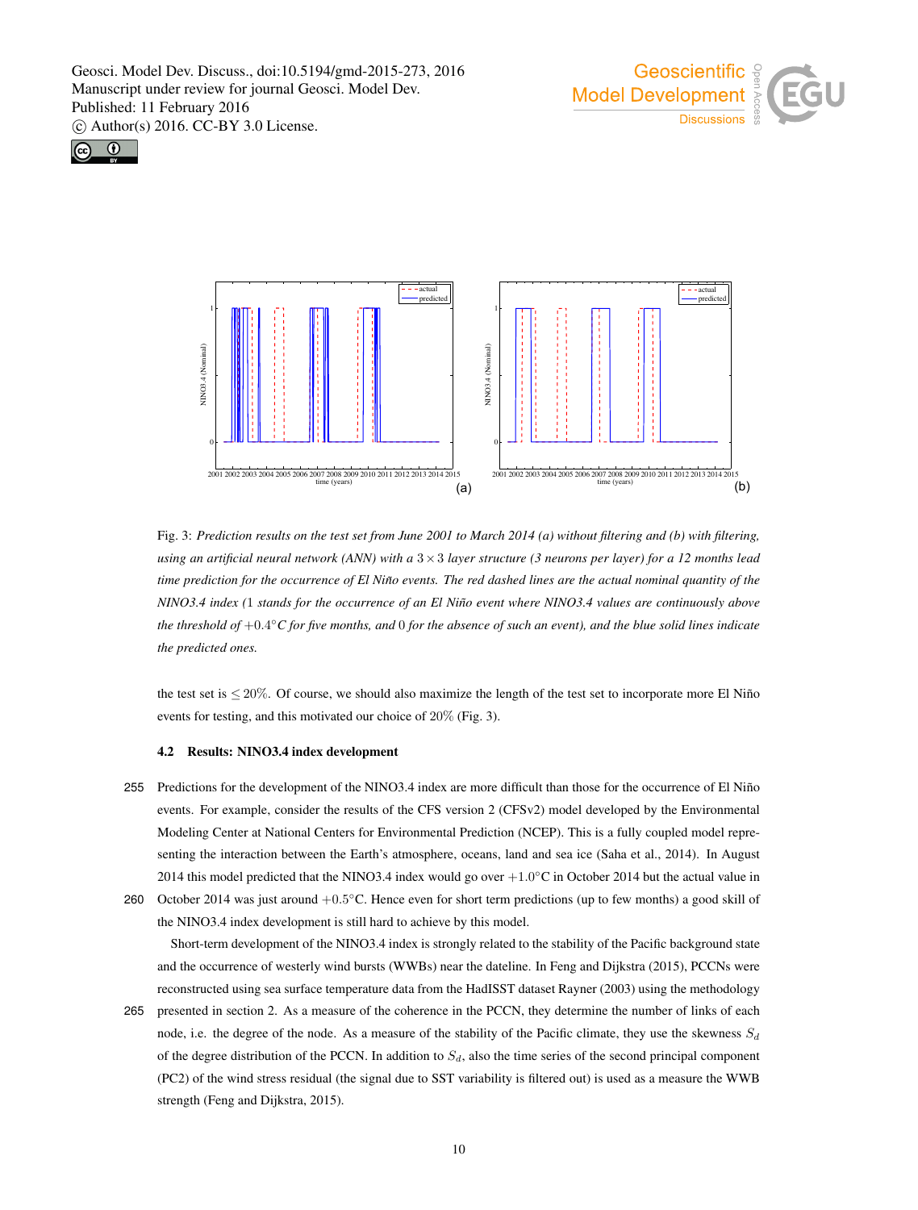Fig. 3: *Prediction results on the test set from June 2001 to March 2014 (a) without filtering and (b) with filtering, using an artificial neural network (ANN) with a $3 \times 3$ layer structure (3 neurons per layer) for a 12 months lead time prediction for the occurrence of El Niño events. The red dashed lines are the actual nominal quantity of the NINO3.4 index (1 stands for the occurrence of an El Niño event where NINO3.4 values are continuously above the threshold of $+0.4°C$ for five months, and 0 for the absence of such an event), and the blue solid lines indicate the predicted ones.*

the test set is $\leq 20\%$. Of course, we should also maximize the length of the test set to incorporate more El Niño events for testing, and this motivated our choice of $20\%$ (Fig. 3).

### 4.2 Results: NINO3.4 index development

Predictions for the development of the NINO3.4 index are more difficult than those for the occurrence of El Niño events. For example, consider the results of the CFS version 2 (CFSv2) model developed by the Environmental Modeling Center at National Centers for Environmental Prediction (NCEP). This is a fully coupled model representing the interaction between the Earth's atmosphere, oceans, land and sea ice (Saha et al., 2014). In August 2014 this model predicted that the NINO3.4 index would go over $+1.0°C$ in October 2014 but the actual value in October 2014 was just around $+0.5°C$. Hence even for short term predictions (up to few months) a good skill of the NINO3.4 index development is still hard to achieve by this model.

Short-term development of the NINO3.4 index is strongly related to the stability of the Pacific background state and the occurrence of westerly wind bursts (WWBs) near the dateline. In Feng and Dijkstra (2015), PCCNs were reconstructed using sea surface temperature data from the HadISST dataset Rayner (2003) using the methodology presented in section 2. As a measure of the coherence in the PCCN, they determine the number of links of each node, i.e. the degree of the node. As a measure of the stability of the Pacific climate, they use the skewness $S_d$ of the degree distribution of the PCCN. In addition to $S_d$, also the time series of the second principal component (PC2) of the wind stress residual (the signal due to SST variability is filtered out) is used as a measure the WWB strength (Feng and Dijkstra, 2015).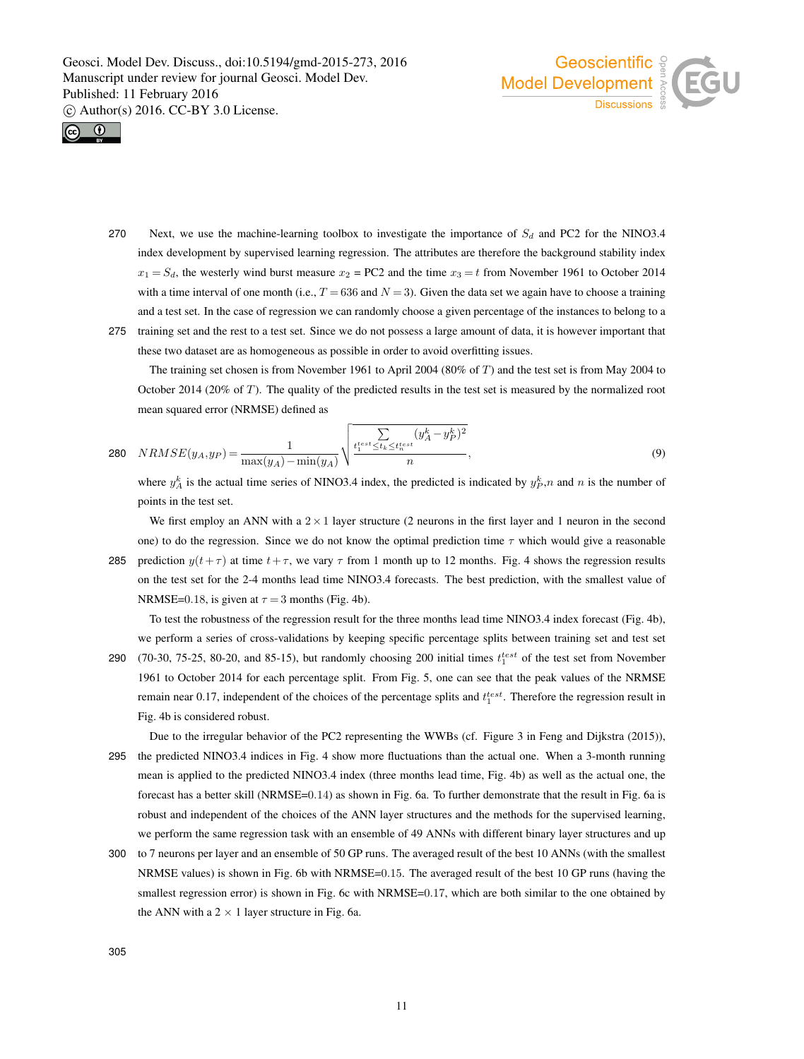Next, we use the machine-learning toolbox to investigate the importance of $S_d$ and PC2 for the NINO3.4 index development by supervised learning regression. The attributes are therefore the background stability index $x_1 = S_d$, the westerly wind burst measure $x_2$ = PC2 and the time $x_3 = t$ from November 1961 to October 2014 with a time interval of one month (i.e., $T = 636$ and $N = 3$). Given the data set we again have to choose a training and a test set. In the case of regression we can randomly choose a given percentage of the instances to belong to a training set and the rest to a test set. Since we do not possess a large amount of data, it is however important that these two dataset are as homogeneous as possible in order to avoid overfitting issues.

The training set chosen is from November 1961 to April 2004 (80% of $T$) and the test set is from May 2004 to October 2014 (20% of $T$). The quality of the predicted results in the test set is measured by the normalized root mean squared error (NRMSE) defined as

$$NRMSE(y_A, y_P) = \frac{1}{\max(y_A) - \min(y_A)} \sqrt{\frac{\sum\limits_{t_1^{test} \leq t_k \leq t_n^{test}} (y_A^k - y_P^k)^2}{n}}, \tag{9}$$

where $y_A^k$ is the actual time series of NINO3.4 index, the predicted is indicated by $y_P^k$,$n$ and $n$ is the number of points in the test set.

We first employ an ANN with a $2 \times 1$ layer structure (2 neurons in the first layer and 1 neuron in the second one) to do the regression. Since we do not know the optimal prediction time $\tau$ which would give a reasonable prediction $y(t + \tau)$ at time $t + \tau$, we vary $\tau$ from 1 month up to 12 months. Fig. 4 shows the regression results on the test set for the 2-4 months lead time NINO3.4 forecasts. The best prediction, with the smallest value of NRMSE=0.18, is given at $\tau = 3$ months (Fig. 4b).

To test the robustness of the regression result for the three months lead time NINO3.4 index forecast (Fig. 4b), we perform a series of cross-validations by keeping specific percentage splits between training set and test set (70-30, 75-25, 80-20, and 85-15), but randomly choosing 200 initial times $t_1^{test}$ of the test set from November 1961 to October 2014 for each percentage split. From Fig. 5, one can see that the peak values of the NRMSE remain near 0.17, independent of the choices of the percentage splits and $t_1^{test}$. Therefore the regression result in Fig. 4b is considered robust.

Due to the irregular behavior of the PC2 representing the WWBs (cf. Figure 3 in Feng and Dijkstra (2015)), the predicted NINO3.4 indices in Fig. 4 show more fluctuations than the actual one. When a 3-month running mean is applied to the predicted NINO3.4 index (three months lead time, Fig. 4b) as well as the actual one, the forecast has a better skill (NRMSE=0.14) as shown in Fig. 6a. To further demonstrate that the result in Fig. 6a is robust and independent of the choices of the ANN layer structures and the methods for the supervised learning, we perform the same regression task with an ensemble of 49 ANNs with different binary layer structures and up to 7 neurons per layer and an ensemble of 50 GP runs. The averaged result of the best 10 ANNs (with the smallest NRMSE values) is shown in Fig. 6b with NRMSE=0.15. The averaged result of the best 10 GP runs (having the smallest regression error) is shown in Fig. 6c with NRMSE=0.17, which are both similar to the one obtained by the ANN with a $2 \times 1$ layer structure in Fig. 6a.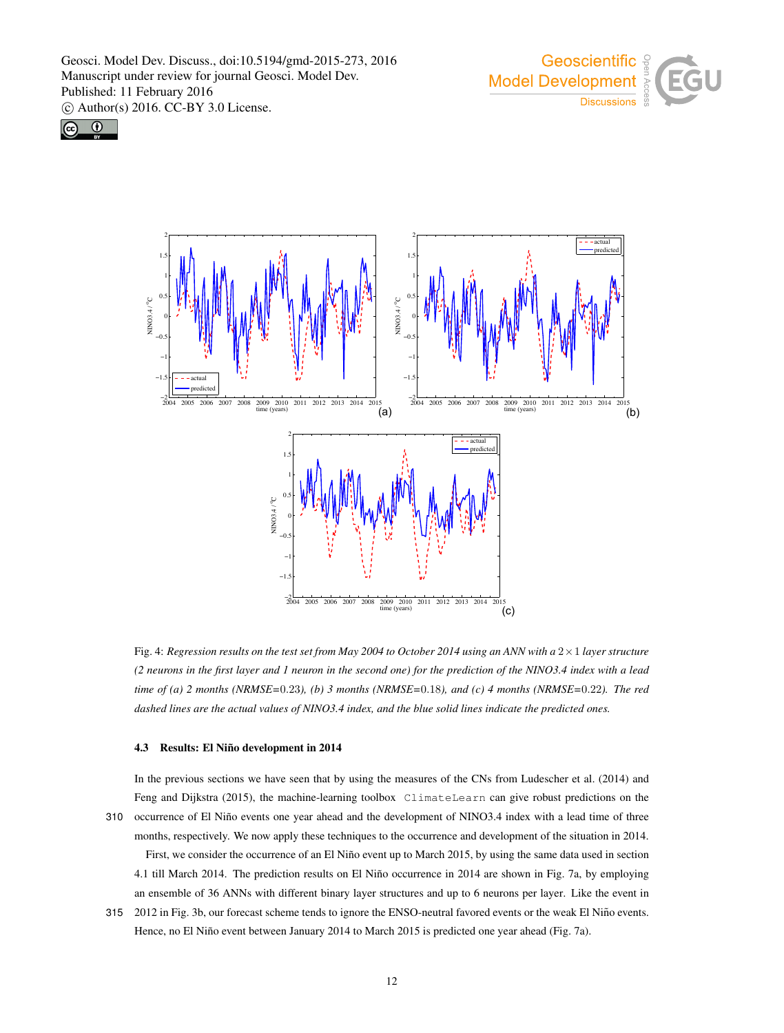Fig. 4: *Regression results on the test set from May 2004 to October 2014 using an ANN with a* $2 \times 1$ *layer structure (2 neurons in the first layer and 1 neuron in the second one) for the prediction of the NINO3.4 index with a lead time of (a) 2 months (NRMSE=*$0.23$*), (b) 3 months (NRMSE=*$0.18$*), and (c) 4 months (NRMSE=*$0.22$*). The red dashed lines are the actual values of NINO3.4 index, and the blue solid lines indicate the predicted ones.*

### 4.3 Results: El Niño development in 2014

In the previous sections we have seen that by using the measures of the CNs from Ludescher et al. (2014) and Feng and Dijkstra (2015), the machine-learning toolbox `ClimateLearn` can give robust predictions on the occurrence of El Niño events one year ahead and the development of NINO3.4 index with a lead time of three months, respectively. We now apply these techniques to the occurrence and development of the situation in 2014.

First, we consider the occurrence of an El Niño event up to March 2015, by using the same data used in section 4.1 till March 2014. The prediction results on El Niño occurrence in 2014 are shown in Fig. 7a, by employing an ensemble of 36 ANNs with different binary layer structures and up to 6 neurons per layer. Like the event in 2012 in Fig. 3b, our forecast scheme tends to ignore the ENSO-neutral favored events or the weak El Niño events. Hence, no El Niño event between January 2014 to March 2015 is predicted one year ahead (Fig. 7a).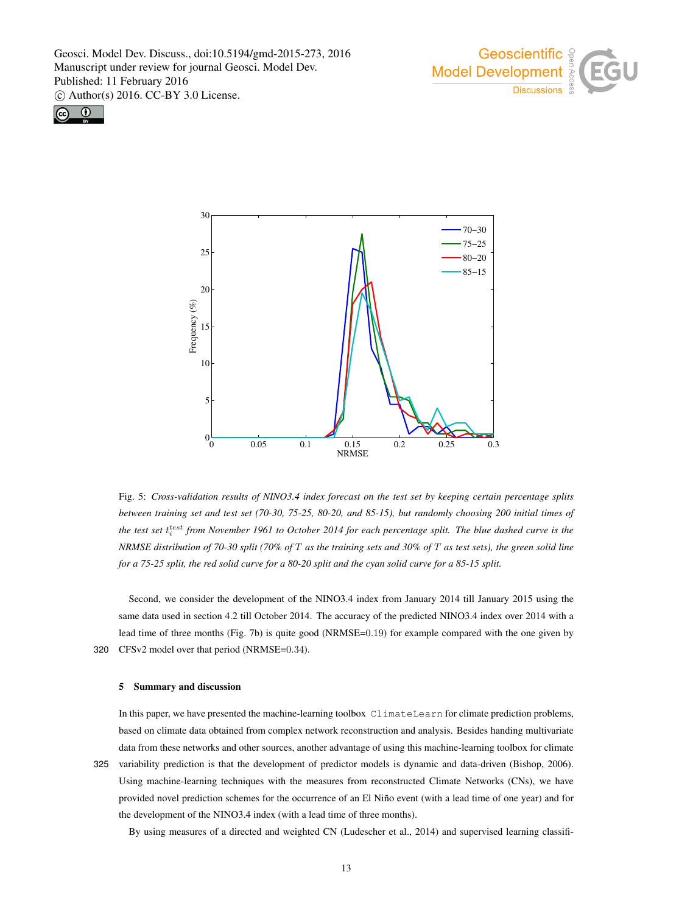Fig. 5: *Cross-validation results of NINO3.4 index forecast on the test set by keeping certain percentage splits between training set and test set (70-30, 75-25, 80-20, and 85-15), but randomly choosing 200 initial times of the test set $t_i^{test}$ from November 1961 to October 2014 for each percentage split. The blue dashed curve is the NRMSE distribution of 70-30 split (70% of $T$ as the training sets and 30% of $T$ as test sets), the green solid line for a 75-25 split, the red solid curve for a 80-20 split and the cyan solid curve for a 85-15 split.*

Second, we consider the development of the NINO3.4 index from January 2014 till January 2015 using the same data used in section 4.2 till October 2014. The accuracy of the predicted NINO3.4 index over 2014 with a lead time of three months (Fig. 7b) is quite good (NRMSE=0.19) for example compared with the one given by CFSv2 model over that period (NRMSE=0.34).

## 5 Summary and discussion

In this paper, we have presented the machine-learning toolbox `ClimateLearn` for climate prediction problems, based on climate data obtained from complex network reconstruction and analysis. Besides handing multivariate data from these networks and other sources, another advantage of using this machine-learning toolbox for climate variability prediction is that the development of predictor models is dynamic and data-driven (Bishop, 2006). Using machine-learning techniques with the measures from reconstructed Climate Networks (CNs), we have provided novel prediction schemes for the occurrence of an El Niño event (with a lead time of one year) and for the development of the NINO3.4 index (with a lead time of three months).

By using measures of a directed and weighted CN (Ludescher et al., 2014) and supervised learning classifi-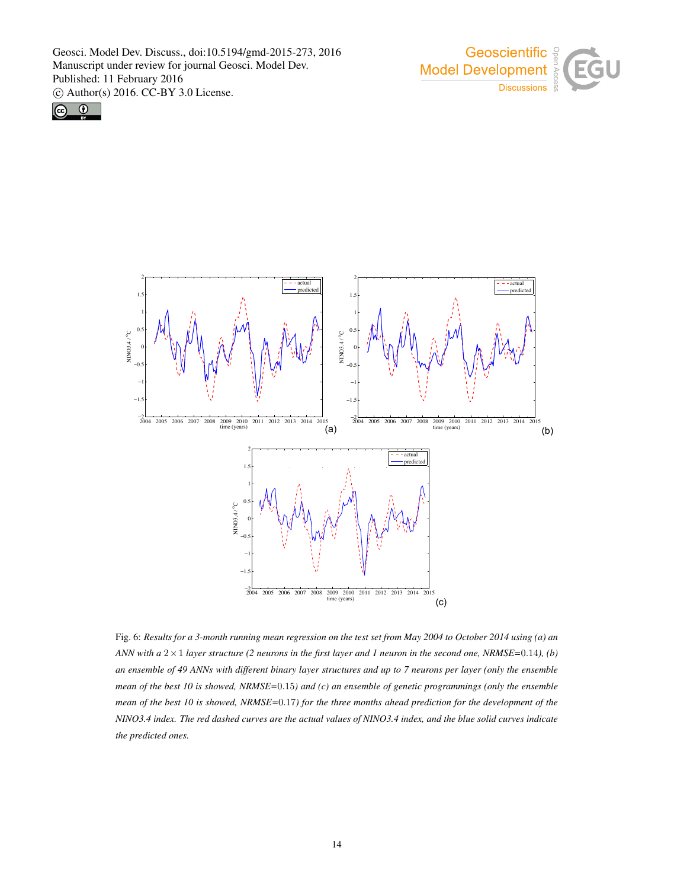Fig. 6: *Results for a 3-month running mean regression on the test set from May 2004 to October 2014 using (a) an ANN with a* $2 \times 1$ *layer structure (2 neurons in the first layer and 1 neuron in the second one, NRMSE*=0.14*), (b) an ensemble of 49 ANNs with different binary layer structures and up to 7 neurons per layer (only the ensemble mean of the best 10 is showed, NRMSE*=0.15*) and (c) an ensemble of genetic programmings (only the ensemble mean of the best 10 is showed, NRMSE*=0.17*) for the three months ahead prediction for the development of the NINO3.4 index. The red dashed curves are the actual values of NINO3.4 index, and the blue solid curves indicate the predicted ones.*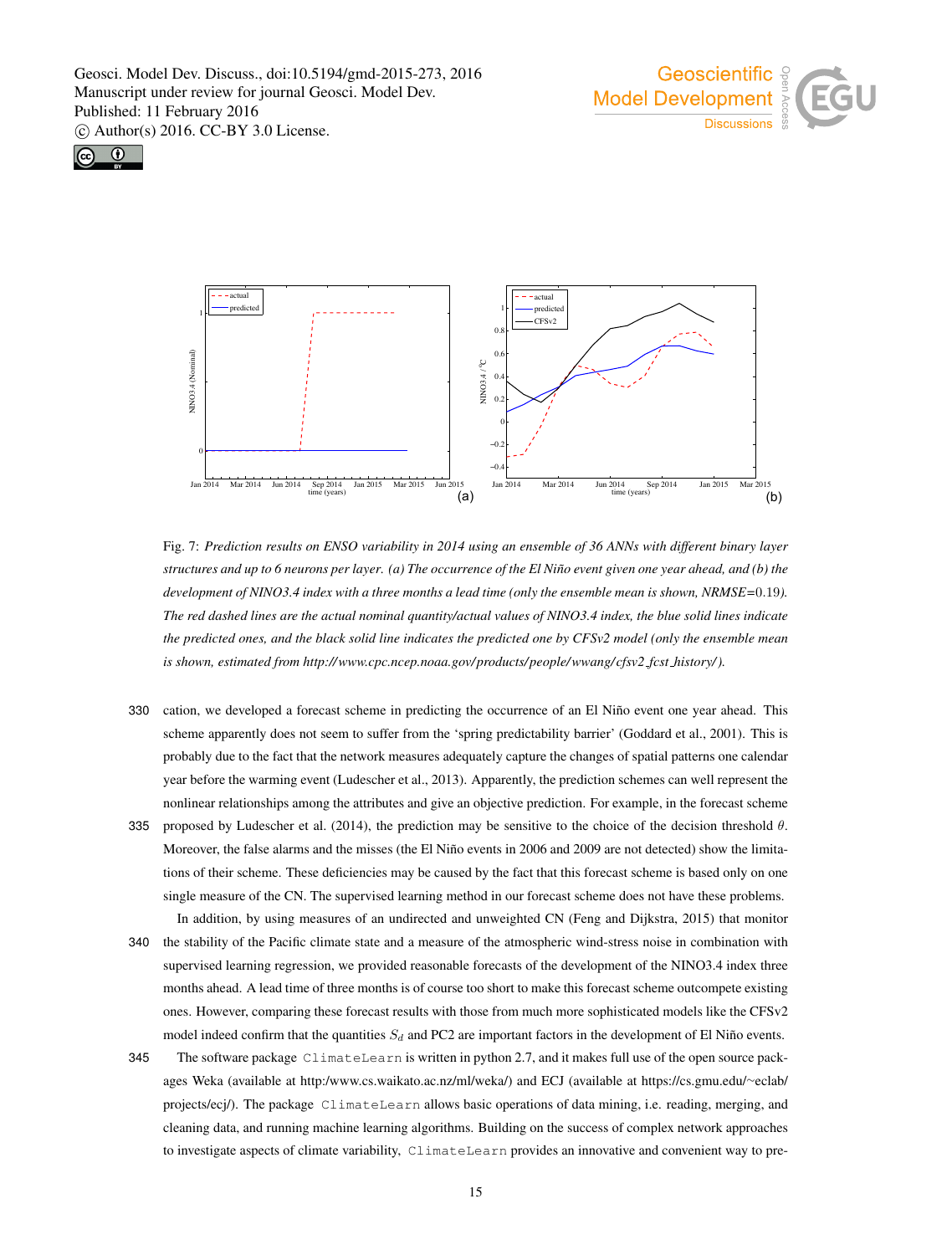Fig. 7: *Prediction results on ENSO variability in 2014 using an ensemble of 36 ANNs with different binary layer structures and up to 6 neurons per layer. (a) The occurrence of the El Niño event given one year ahead, and (b) the development of NINO3.4 index with a three months a lead time (only the ensemble mean is shown, NRMSE=*0.19*). The red dashed lines are the actual nominal quantity/actual values of NINO3.4 index, the blue solid lines indicate the predicted ones, and the black solid line indicates the predicted one by CFSv2 model (only the ensemble mean is shown, estimated from http://www.cpc.ncep.noaa.gov/products/people/wwang/cfsv2_fcst_history/ ).*

cation, we developed a forecast scheme in predicting the occurrence of an El Niño event one year ahead. This scheme apparently does not seem to suffer from the 'spring predictability barrier' (Goddard et al., 2001). This is probably due to the fact that the network measures adequately capture the changes of spatial patterns one calendar year before the warming event (Ludescher et al., 2013). Apparently, the prediction schemes can well represent the nonlinear relationships among the attributes and give an objective prediction. For example, in the forecast scheme proposed by Ludescher et al. (2014), the prediction may be sensitive to the choice of the decision threshold $\theta$. Moreover, the false alarms and the misses (the El Niño events in 2006 and 2009 are not detected) show the limitations of their scheme. These deficiencies may be caused by the fact that this forecast scheme is based only on one single measure of the CN. The supervised learning method in our forecast scheme does not have these problems.

In addition, by using measures of an undirected and unweighted CN (Feng and Dijkstra, 2015) that monitor the stability of the Pacific climate state and a measure of the atmospheric wind-stress noise in combination with supervised learning regression, we provided reasonable forecasts of the development of the NINO3.4 index three months ahead. A lead time of three months is of course too short to make this forecast scheme outcompete existing ones. However, comparing these forecast results with those from much more sophisticated models like the CFSv2 model indeed confirm that the quantities $S_d$ and PC2 are important factors in the development of El Niño events.

The software package `ClimateLearn` is written in python 2.7, and it makes full use of the open source packages Weka (available at http:/www.cs.waikato.ac.nz/ml/weka/) and ECJ (available at https://cs.gmu.edu/~eclab/projects/ecj/). The package `ClimateLearn` allows basic operations of data mining, i.e. reading, merging, and cleaning data, and running machine learning algorithms. Building on the success of complex network approaches to investigate aspects of climate variability, `ClimateLearn` provides an innovative and convenient way to pre-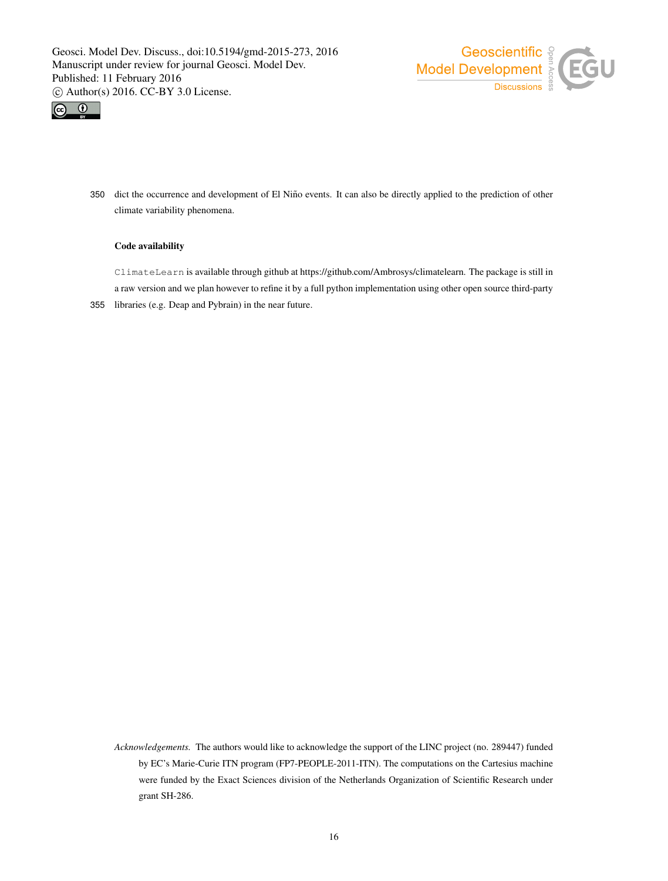dict the occurrence and development of El Niño events. It can also be directly applied to the prediction of other climate variability phenomena.

## Code availability

`ClimateLearn` is available through github at https://github.com/Ambrosys/climatelearn. The package is still in a raw version and we plan however to refine it by a full python implementation using other open source third-party libraries (e.g. Deap and Pybrain) in the near future.

*Acknowledgements.* The authors would like to acknowledge the support of the LINC project (no. 289447) funded by EC's Marie-Curie ITN program (FP7-PEOPLE-2011-ITN). The computations on the Cartesius machine were funded by the Exact Sciences division of the Netherlands Organization of Scientific Research under grant SH-286.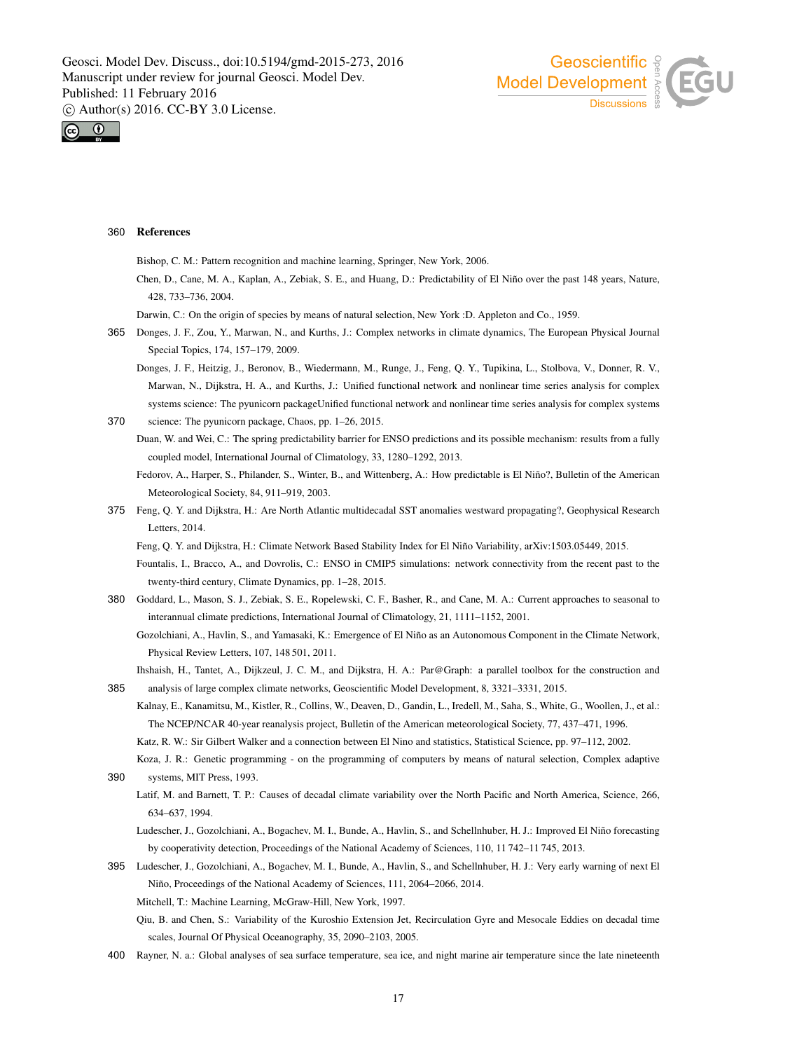## References

Bishop, C. M.: Pattern recognition and machine learning, Springer, New York, 2006.

Chen, D., Cane, M. A., Kaplan, A., Zebiak, S. E., and Huang, D.: Predictability of El Niño over the past 148 years, Nature, 428, 733–736, 2004.

Darwin, C.: On the origin of species by means of natural selection, New York :D. Appleton and Co., 1959.

Donges, J. F., Zou, Y., Marwan, N., and Kurths, J.: Complex networks in climate dynamics, The European Physical Journal Special Topics, 174, 157–179, 2009.

Donges, J. F., Heitzig, J., Beronov, B., Wiedermann, M., Runge, J., Feng, Q. Y., Tupikina, L., Stolbova, V., Donner, R. V., Marwan, N., Dijkstra, H. A., and Kurths, J.: Unified functional network and nonlinear time series analysis for complex systems science: The pyunicorn packageUnified functional network and nonlinear time series analysis for complex systems science: The pyunicorn package, Chaos, pp. 1–26, 2015.

Duan, W. and Wei, C.: The spring predictability barrier for ENSO predictions and its possible mechanism: results from a fully coupled model, International Journal of Climatology, 33, 1280–1292, 2013.

Fedorov, A., Harper, S., Philander, S., Winter, B., and Wittenberg, A.: How predictable is El Niño?, Bulletin of the American Meteorological Society, 84, 911–919, 2003.

Feng, Q. Y. and Dijkstra, H.: Are North Atlantic multidecadal SST anomalies westward propagating?, Geophysical Research Letters, 2014.

Feng, Q. Y. and Dijkstra, H.: Climate Network Based Stability Index for El Niño Variability, arXiv:1503.05449, 2015.

Fountalis, I., Bracco, A., and Dovrolis, C.: ENSO in CMIP5 simulations: network connectivity from the recent past to the twenty-third century, Climate Dynamics, pp. 1–28, 2015.

Goddard, L., Mason, S. J., Zebiak, S. E., Ropelewski, C. F., Basher, R., and Cane, M. A.: Current approaches to seasonal to interannual climate predictions, International Journal of Climatology, 21, 1111–1152, 2001.

Gozolchiani, A., Havlin, S., and Yamasaki, K.: Emergence of El Niño as an Autonomous Component in the Climate Network, Physical Review Letters, 107, 148 501, 2011.

Ihshaish, H., Tantet, A., Dijkzeul, J. C. M., and Dijkstra, H. A.: Par@Graph: a parallel toolbox for the construction and analysis of large complex climate networks, Geoscientific Model Development, 8, 3321–3331, 2015.

Kalnay, E., Kanamitsu, M., Kistler, R., Collins, W., Deaven, D., Gandin, L., Iredell, M., Saha, S., White, G., Woollen, J., et al.: The NCEP/NCAR 40-year reanalysis project, Bulletin of the American meteorological Society, 77, 437–471, 1996.

Katz, R. W.: Sir Gilbert Walker and a connection between El Nino and statistics, Statistical Science, pp. 97–112, 2002.

Koza, J. R.: Genetic programming - on the programming of computers by means of natural selection, Complex adaptive systems, MIT Press, 1993.

Latif, M. and Barnett, T. P.: Causes of decadal climate variability over the North Pacific and North America, Science, 266, 634–637, 1994.

Ludescher, J., Gozolchiani, A., Bogachev, M. I., Bunde, A., Havlin, S., and Schellnhuber, H. J.: Improved El Niño forecasting by cooperativity detection, Proceedings of the National Academy of Sciences, 110, 11 742–11 745, 2013.

Ludescher, J., Gozolchiani, A., Bogachev, M. I., Bunde, A., Havlin, S., and Schellnhuber, H. J.: Very early warning of next El Niño, Proceedings of the National Academy of Sciences, 111, 2064–2066, 2014.

Mitchell, T.: Machine Learning, McGraw-Hill, New York, 1997.

Qiu, B. and Chen, S.: Variability of the Kuroshio Extension Jet, Recirculation Gyre and Mesocale Eddies on decadal time scales, Journal Of Physical Oceanography, 35, 2090–2103, 2005.

Rayner, N. a.: Global analyses of sea surface temperature, sea ice, and night marine air temperature since the late nineteenth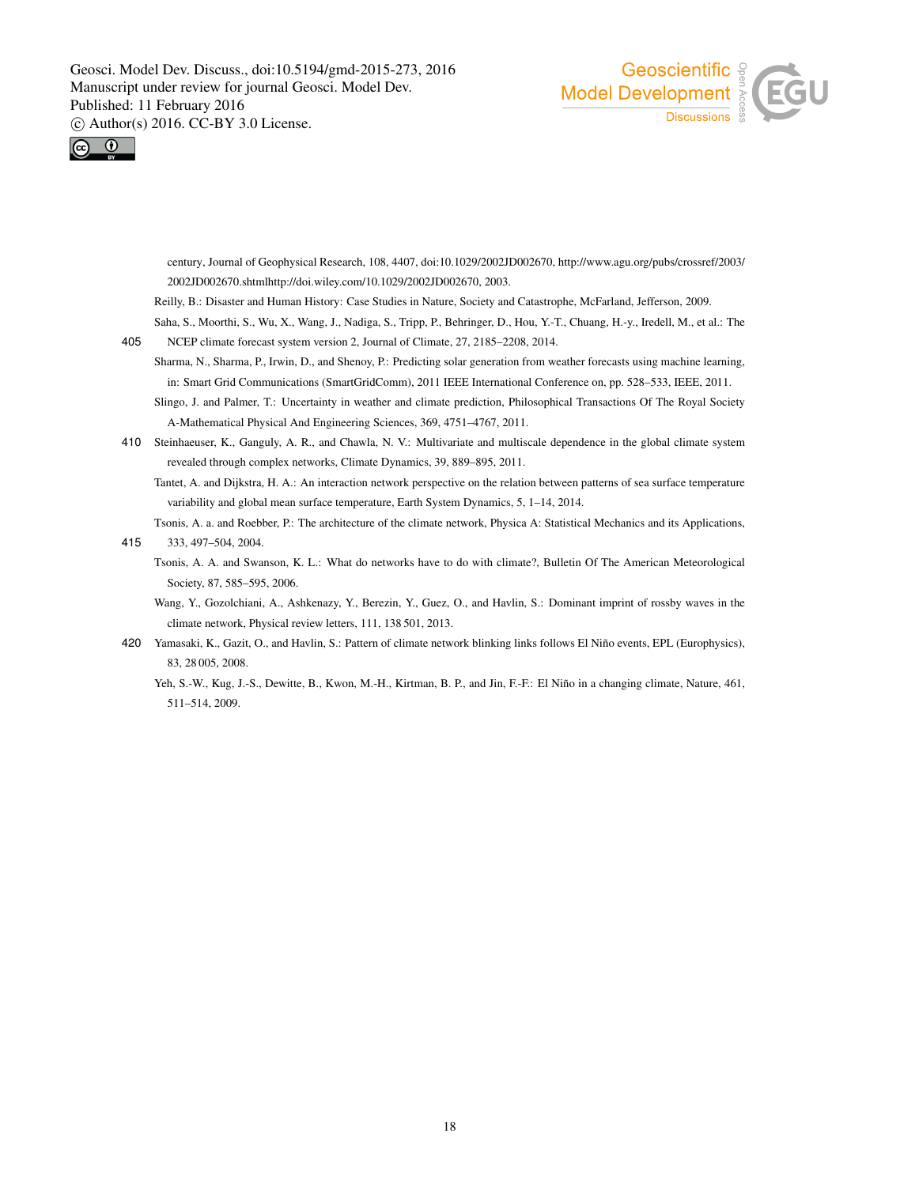century, Journal of Geophysical Research, 108, 4407, doi:10.1029/2002JD002670, http://www.agu.org/pubs/crossref/2003/2002JD002670.shtmlhttp://doi.wiley.com/10.1029/2002JD002670, 2003.

Reilly, B.: Disaster and Human History: Case Studies in Nature, Society and Catastrophe, McFarland, Jefferson, 2009.

Saha, S., Moorthi, S., Wu, X., Wang, J., Nadiga, S., Tripp, P., Behringer, D., Hou, Y.-T., Chuang, H.-y., Iredell, M., et al.: The NCEP climate forecast system version 2, Journal of Climate, 27, 2185–2208, 2014.

Sharma, N., Sharma, P., Irwin, D., and Shenoy, P.: Predicting solar generation from weather forecasts using machine learning, in: Smart Grid Communications (SmartGridComm), 2011 IEEE International Conference on, pp. 528–533, IEEE, 2011.

Slingo, J. and Palmer, T.: Uncertainty in weather and climate prediction, Philosophical Transactions Of The Royal Society A-Mathematical Physical And Engineering Sciences, 369, 4751–4767, 2011.

Steinhaeuser, K., Ganguly, A. R., and Chawla, N. V.: Multivariate and multiscale dependence in the global climate system revealed through complex networks, Climate Dynamics, 39, 889–895, 2011.

Tantet, A. and Dijkstra, H. A.: An interaction network perspective on the relation between patterns of sea surface temperature variability and global mean surface temperature, Earth System Dynamics, 5, 1–14, 2014.

Tsonis, A. a. and Roebber, P.: The architecture of the climate network, Physica A: Statistical Mechanics and its Applications, 333, 497–504, 2004.

Tsonis, A. A. and Swanson, K. L.: What do networks have to do with climate?, Bulletin Of The American Meteorological Society, 87, 585–595, 2006.

Wang, Y., Gozolchiani, A., Ashkenazy, Y., Berezin, Y., Guez, O., and Havlin, S.: Dominant imprint of rossby waves in the climate network, Physical review letters, 111, 138 501, 2013.

Yamasaki, K., Gazit, O., and Havlin, S.: Pattern of climate network blinking links follows El Niño events, EPL (Europhysics), 83, 28 005, 2008.

Yeh, S.-W., Kug, J.-S., Dewitte, B., Kwon, M.-H., Kirtman, B. P., and Jin, F.-F.: El Niño in a changing climate, Nature, 461, 511–514, 2009.